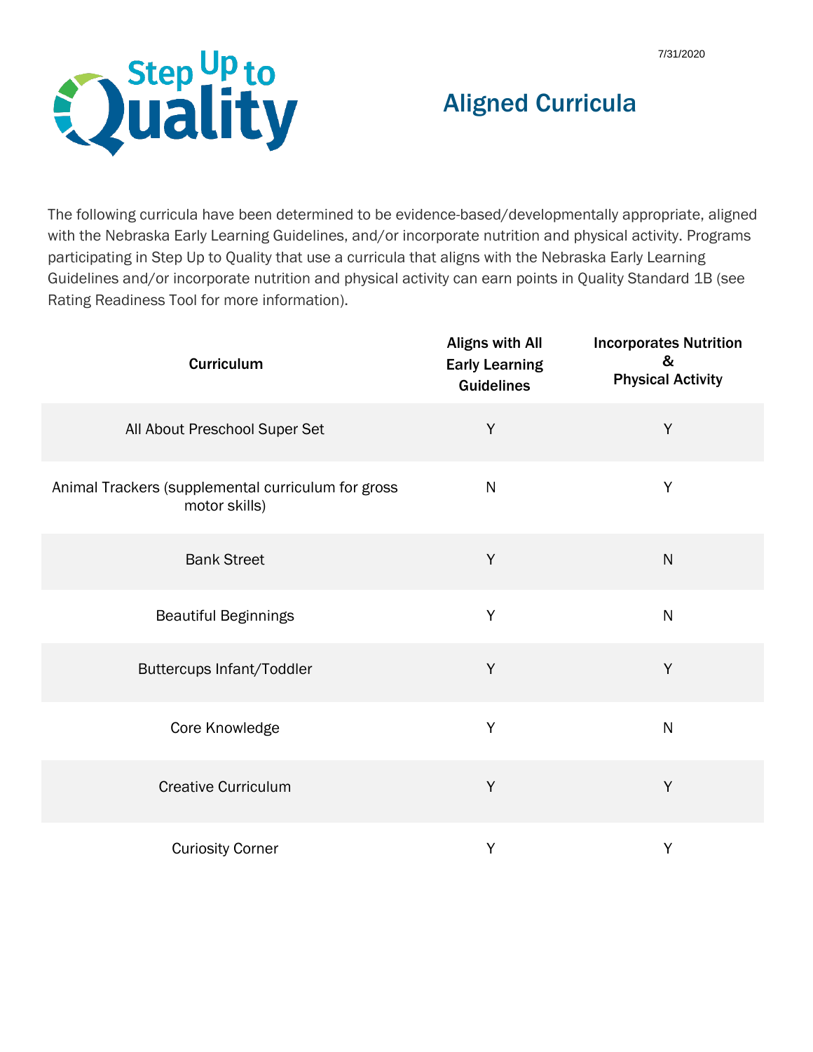Step Up to Quality

7/31/2020

# Aligned Curricula

The following curricula have been determined to be evidence-based/developmentally appropriate, aligned with the Nebraska Early Learning Guidelines, and/or incorporate nutrition and physical activity. Programs participating in Step Up to Quality that use a curricula that aligns with the Nebraska Early Learning Guidelines and/or incorporate nutrition and physical activity can earn points in Quality Standard 1B (see Rating Readiness Tool for more information).

| Curriculum | Aligns with All Early Learning Guidelines | Incorporates Nutrition & Physical Activity |
|---|---|---|
| All About Preschool Super Set | Y | Y |
| Animal Trackers (supplemental curriculum for gross motor skills) | N | Y |
| Bank Street | Y | N |
| Beautiful Beginnings | Y | N |
| Buttercups Infant/Toddler | Y | Y |
| Core Knowledge | Y | N |
| Creative Curriculum | Y | Y |
| Curiosity Corner | Y | Y |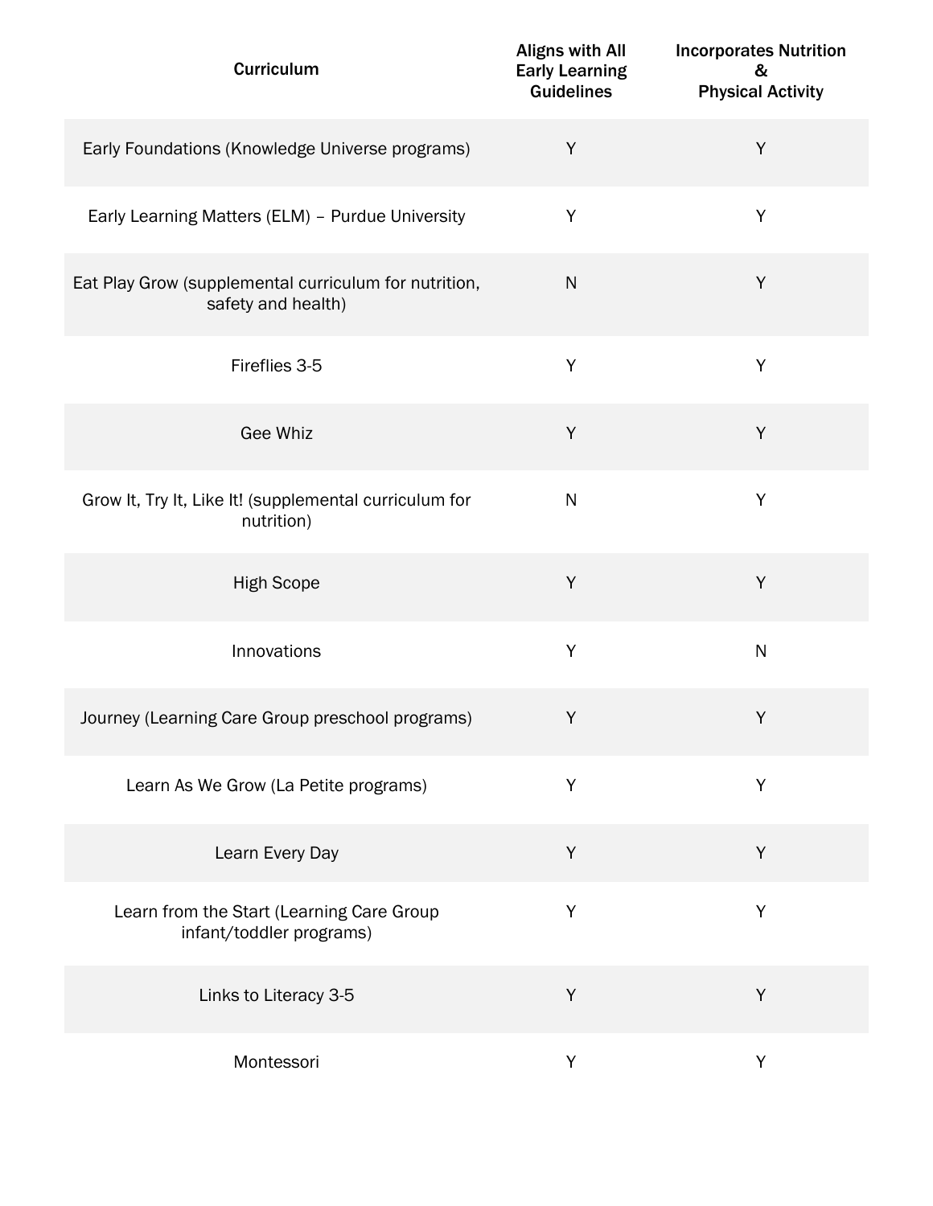| Curriculum | Aligns with All Early Learning Guidelines | Incorporates Nutrition & Physical Activity |
|---|---|---|
| Early Foundations (Knowledge Universe programs) | Y | Y |
| Early Learning Matters (ELM) – Purdue University | Y | Y |
| Eat Play Grow (supplemental curriculum for nutrition, safety and health) | N | Y |
| Fireflies 3-5 | Y | Y |
| Gee Whiz | Y | Y |
| Grow It, Try It, Like It! (supplemental curriculum for nutrition) | N | Y |
| High Scope | Y | Y |
| Innovations | Y | N |
| Journey (Learning Care Group preschool programs) | Y | Y |
| Learn As We Grow (La Petite programs) | Y | Y |
| Learn Every Day | Y | Y |
| Learn from the Start (Learning Care Group infant/toddler programs) | Y | Y |
| Links to Literacy 3-5 | Y | Y |
| Montessori | Y | Y |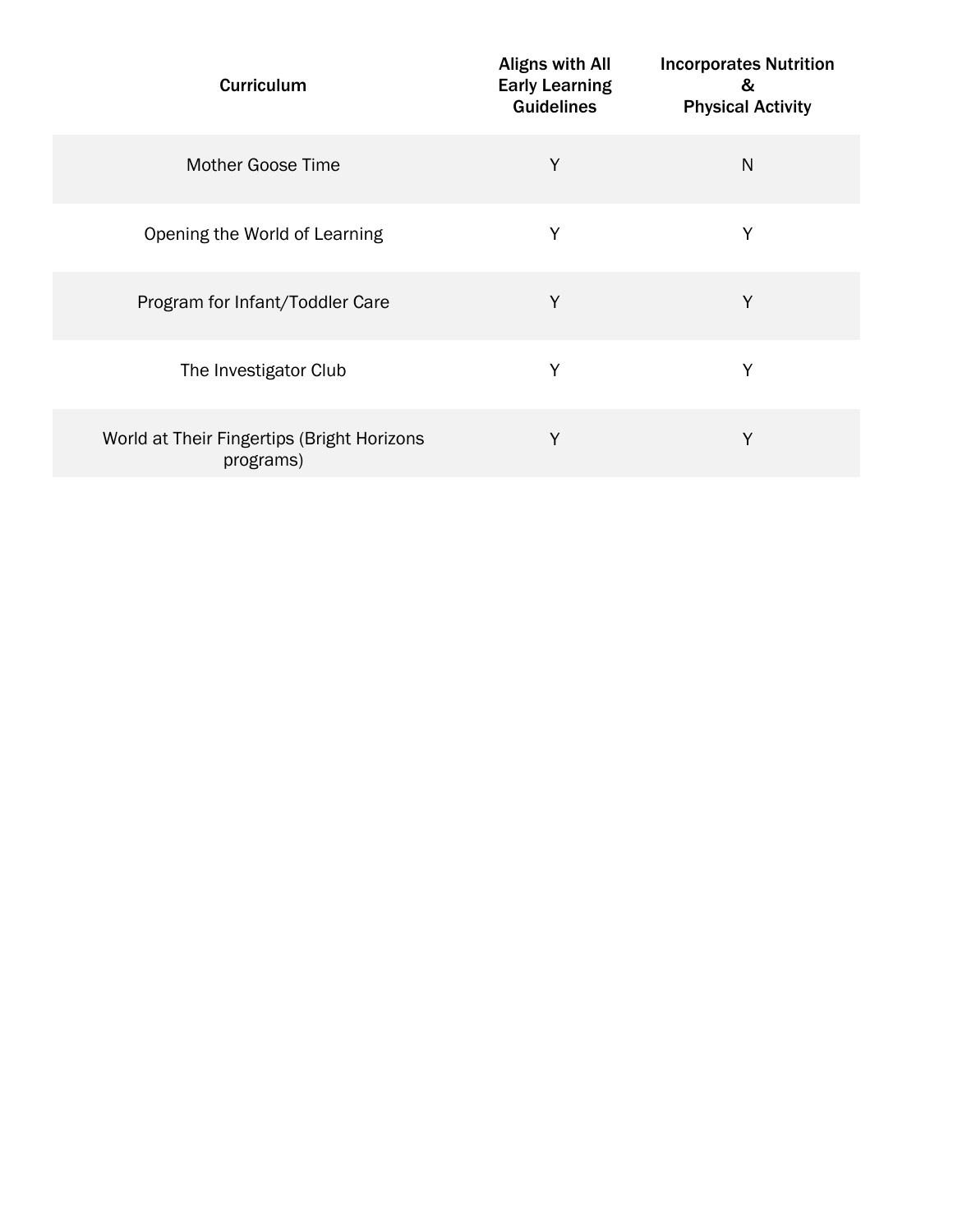| Curriculum | Aligns with All Early Learning Guidelines | Incorporates Nutrition & Physical Activity |
|---|---|---|
| Mother Goose Time | Y | N |
| Opening the World of Learning | Y | Y |
| Program for Infant/Toddler Care | Y | Y |
| The Investigator Club | Y | Y |
| World at Their Fingertips (Bright Horizons programs) | Y | Y |